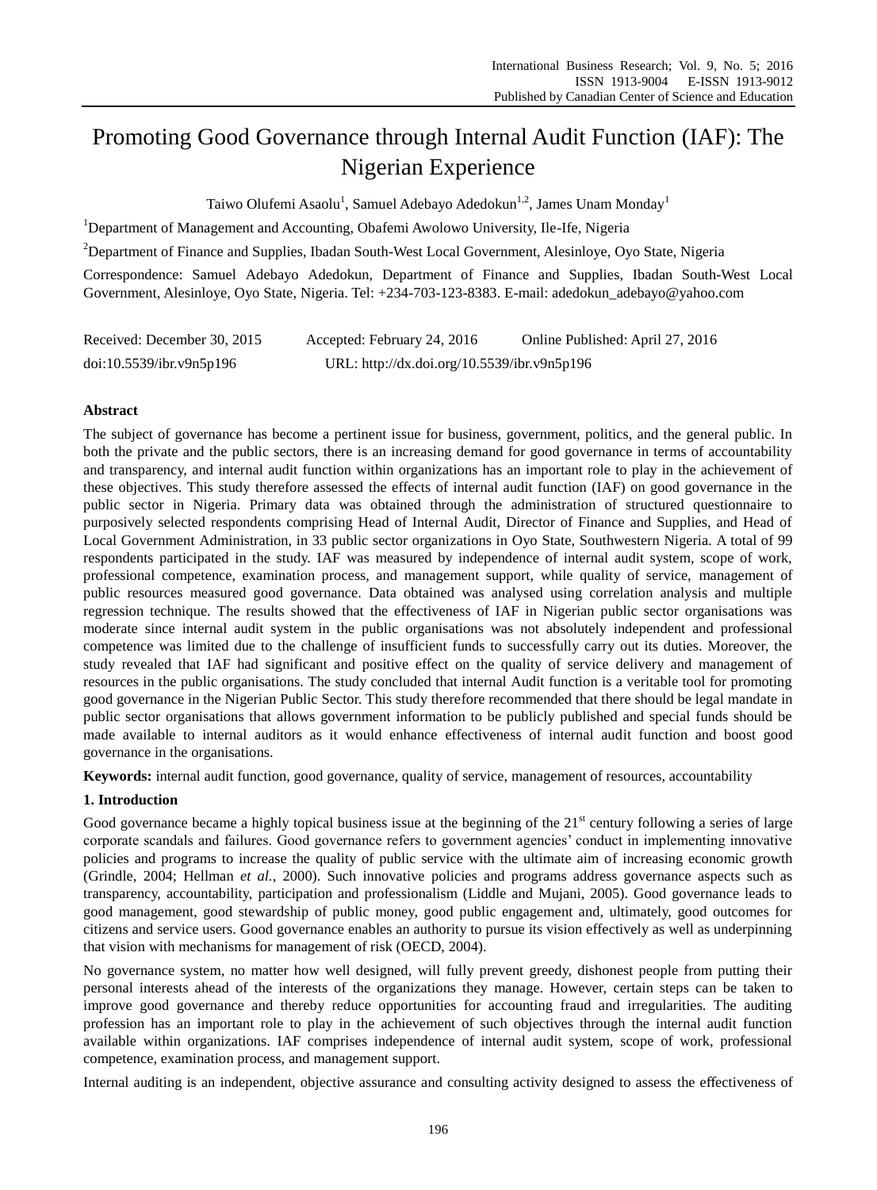# Promoting Good Governance through Internal Audit Function (IAF): The Nigerian Experience

Taiwo Olufemi Asaolu[1], Samuel Adebayo Adedokun[1,2], James Unam Monday[1]

[1]Department of Management and Accounting, Obafemi Awolowo University, Ile-Ife, Nigeria

[2]Department of Finance and Supplies, Ibadan South-West Local Government, Alesinloye, Oyo State, Nigeria

Correspondence: Samuel Adebayo Adedokun, Department of Finance and Supplies, Ibadan South-West Local Government, Alesinloye, Oyo State, Nigeria. Tel: +234-703-123-8383. E-mail: adedokun_adebayo@yahoo.com

Received: December 30, 2015 Accepted: February 24, 2016 Online Published: April 27, 2016

doi:10.5539/ibr.v9n5p196 URL: http://dx.doi.org/10.5539/ibr.v9n5p196

**Abstract**

The subject of governance has become a pertinent issue for business, government, politics, and the general public. In both the private and the public sectors, there is an increasing demand for good governance in terms of accountability and transparency, and internal audit function within organizations has an important role to play in the achievement of these objectives. This study therefore assessed the effects of internal audit function (IAF) on good governance in the public sector in Nigeria. Primary data was obtained through the administration of structured questionnaire to purposively selected respondents comprising Head of Internal Audit, Director of Finance and Supplies, and Head of Local Government Administration, in 33 public sector organizations in Oyo State, Southwestern Nigeria. A total of 99 respondents participated in the study. IAF was measured by independence of internal audit system, scope of work, professional competence, examination process, and management support, while quality of service, management of public resources measured good governance. Data obtained was analysed using correlation analysis and multiple regression technique. The results showed that the effectiveness of IAF in Nigerian public sector organisations was moderate since internal audit system in the public organisations was not absolutely independent and professional competence was limited due to the challenge of insufficient funds to successfully carry out its duties. Moreover, the study revealed that IAF had significant and positive effect on the quality of service delivery and management of resources in the public organisations. The study concluded that internal Audit function is a veritable tool for promoting good governance in the Nigerian Public Sector. This study therefore recommended that there should be legal mandate in public sector organisations that allows government information to be publicly published and special funds should be made available to internal auditors as it would enhance effectiveness of internal audit function and boost good governance in the organisations.

**Keywords:** internal audit function, good governance, quality of service, management of resources, accountability

## 1. Introduction

Good governance became a highly topical business issue at the beginning of the 21$^{st}$ century following a series of large corporate scandals and failures. Good governance refers to government agencies' conduct in implementing innovative policies and programs to increase the quality of public service with the ultimate aim of increasing economic growth (Grindle, 2004; Hellman *et al.*, 2000). Such innovative policies and programs address governance aspects such as transparency, accountability, participation and professionalism (Liddle and Mujani, 2005). Good governance leads to good management, good stewardship of public money, good public engagement and, ultimately, good outcomes for citizens and service users. Good governance enables an authority to pursue its vision effectively as well as underpinning that vision with mechanisms for management of risk (OECD, 2004).

No governance system, no matter how well designed, will fully prevent greedy, dishonest people from putting their personal interests ahead of the interests of the organizations they manage. However, certain steps can be taken to improve good governance and thereby reduce opportunities for accounting fraud and irregularities. The auditing profession has an important role to play in the achievement of such objectives through the internal audit function available within organizations. IAF comprises independence of internal audit system, scope of work, professional competence, examination process, and management support.

Internal auditing is an independent, objective assurance and consulting activity designed to assess the effectiveness of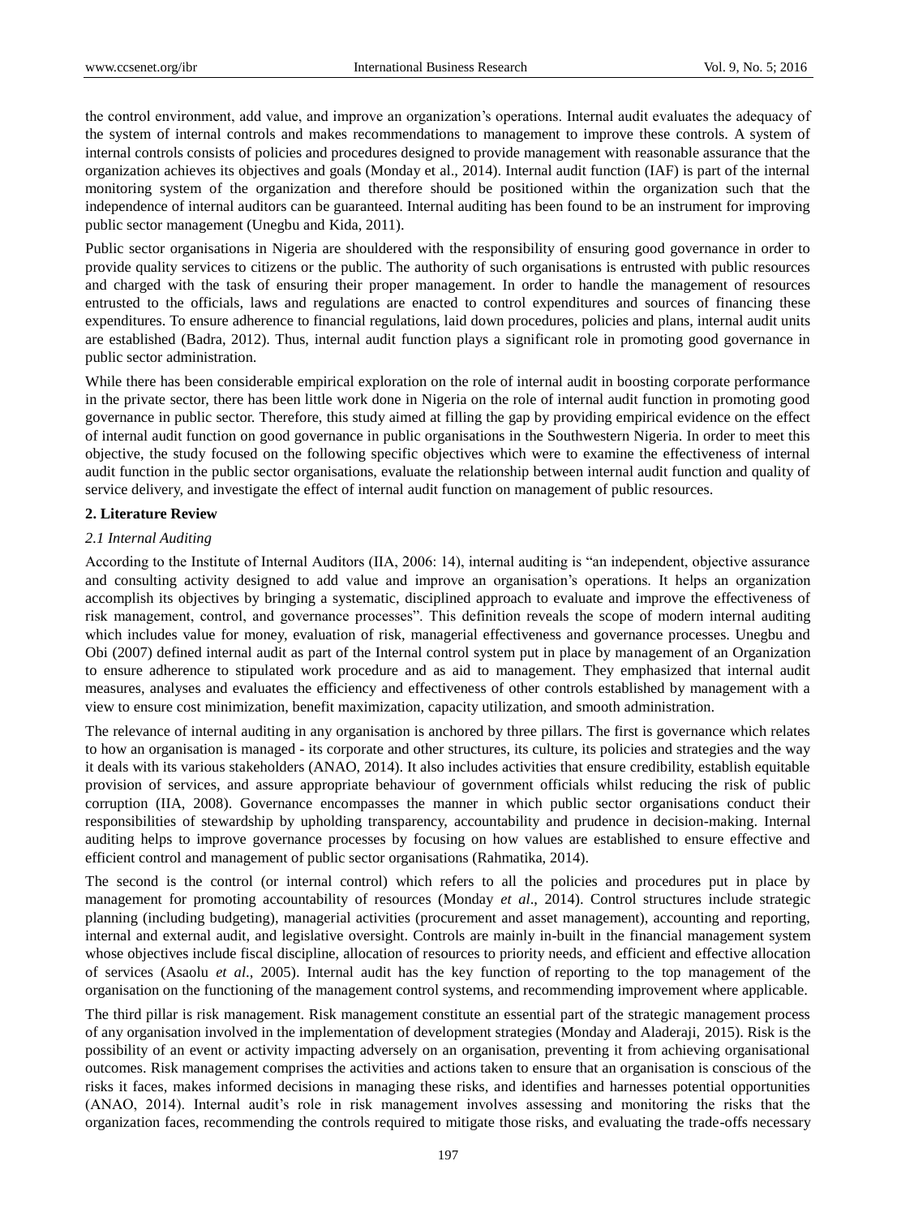the control environment, add value, and improve an organization's operations. Internal audit evaluates the adequacy of the system of internal controls and makes recommendations to management to improve these controls. A system of internal controls consists of policies and procedures designed to provide management with reasonable assurance that the organization achieves its objectives and goals (Monday et al., 2014). Internal audit function (IAF) is part of the internal monitoring system of the organization and therefore should be positioned within the organization such that the independence of internal auditors can be guaranteed. Internal auditing has been found to be an instrument for improving public sector management (Unegbu and Kida, 2011).

Public sector organisations in Nigeria are shouldered with the responsibility of ensuring good governance in order to provide quality services to citizens or the public. The authority of such organisations is entrusted with public resources and charged with the task of ensuring their proper management. In order to handle the management of resources entrusted to the officials, laws and regulations are enacted to control expenditures and sources of financing these expenditures. To ensure adherence to financial regulations, laid down procedures, policies and plans, internal audit units are established (Badra, 2012). Thus, internal audit function plays a significant role in promoting good governance in public sector administration.

While there has been considerable empirical exploration on the role of internal audit in boosting corporate performance in the private sector, there has been little work done in Nigeria on the role of internal audit function in promoting good governance in public sector. Therefore, this study aimed at filling the gap by providing empirical evidence on the effect of internal audit function on good governance in public organisations in the Southwestern Nigeria. In order to meet this objective, the study focused on the following specific objectives which were to examine the effectiveness of internal audit function in the public sector organisations, evaluate the relationship between internal audit function and quality of service delivery, and investigate the effect of internal audit function on management of public resources.

## 2. Literature Review

### *2.1 Internal Auditing*

According to the Institute of Internal Auditors (IIA, 2006: 14), internal auditing is "an independent, objective assurance and consulting activity designed to add value and improve an organisation's operations. It helps an organization accomplish its objectives by bringing a systematic, disciplined approach to evaluate and improve the effectiveness of risk management, control, and governance processes". This definition reveals the scope of modern internal auditing which includes value for money, evaluation of risk, managerial effectiveness and governance processes. Unegbu and Obi (2007) defined internal audit as part of the Internal control system put in place by management of an Organization to ensure adherence to stipulated work procedure and as aid to management. They emphasized that internal audit measures, analyses and evaluates the efficiency and effectiveness of other controls established by management with a view to ensure cost minimization, benefit maximization, capacity utilization, and smooth administration.

The relevance of internal auditing in any organisation is anchored by three pillars. The first is governance which relates to how an organisation is managed - its corporate and other structures, its culture, its policies and strategies and the way it deals with its various stakeholders (ANAO, 2014). It also includes activities that ensure credibility, establish equitable provision of services, and assure appropriate behaviour of government officials whilst reducing the risk of public corruption (IIA, 2008). Governance encompasses the manner in which public sector organisations conduct their responsibilities of stewardship by upholding transparency, accountability and prudence in decision-making. Internal auditing helps to improve governance processes by focusing on how values are established to ensure effective and efficient control and management of public sector organisations (Rahmatika, 2014).

The second is the control (or internal control) which refers to all the policies and procedures put in place by management for promoting accountability of resources (Monday *et al*., 2014). Control structures include strategic planning (including budgeting), managerial activities (procurement and asset management), accounting and reporting, internal and external audit, and legislative oversight. Controls are mainly in-built in the financial management system whose objectives include fiscal discipline, allocation of resources to priority needs, and efficient and effective allocation of services (Asaolu *et al*., 2005). Internal audit has the key function of reporting to the top management of the organisation on the functioning of the management control systems, and recommending improvement where applicable.

The third pillar is risk management. Risk management constitute an essential part of the strategic management process of any organisation involved in the implementation of development strategies (Monday and Aladeraji, 2015). Risk is the possibility of an event or activity impacting adversely on an organisation, preventing it from achieving organisational outcomes. Risk management comprises the activities and actions taken to ensure that an organisation is conscious of the risks it faces, makes informed decisions in managing these risks, and identifies and harnesses potential opportunities (ANAO, 2014). Internal audit's role in risk management involves assessing and monitoring the risks that the organization faces, recommending the controls required to mitigate those risks, and evaluating the trade-offs necessary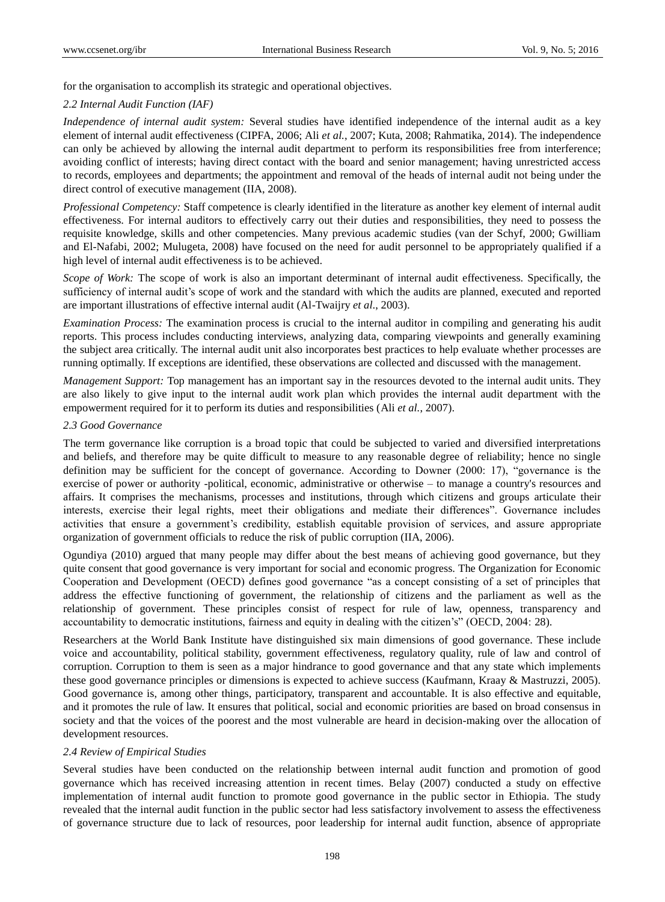for the organisation to accomplish its strategic and operational objectives.

### *2.2 Internal Audit Function (IAF)*

*Independence of internal audit system:* Several studies have identified independence of the internal audit as a key element of internal audit effectiveness (CIPFA, 2006; Ali *et al.*, 2007; Kuta, 2008; Rahmatika, 2014). The independence can only be achieved by allowing the internal audit department to perform its responsibilities free from interference; avoiding conflict of interests; having direct contact with the board and senior management; having unrestricted access to records, employees and departments; the appointment and removal of the heads of internal audit not being under the direct control of executive management (IIA, 2008).

*Professional Competency:* Staff competence is clearly identified in the literature as another key element of internal audit effectiveness. For internal auditors to effectively carry out their duties and responsibilities, they need to possess the requisite knowledge, skills and other competencies. Many previous academic studies (van der Schyf, 2000; Gwilliam and El-Nafabi, 2002; Mulugeta, 2008) have focused on the need for audit personnel to be appropriately qualified if a high level of internal audit effectiveness is to be achieved.

*Scope of Work:* The scope of work is also an important determinant of internal audit effectiveness. Specifically, the sufficiency of internal audit's scope of work and the standard with which the audits are planned, executed and reported are important illustrations of effective internal audit (Al-Twaijry *et al*., 2003).

*Examination Process:* The examination process is crucial to the internal auditor in compiling and generating his audit reports. This process includes conducting interviews, analyzing data, comparing viewpoints and generally examining the subject area critically. The internal audit unit also incorporates best practices to help evaluate whether processes are running optimally. If exceptions are identified, these observations are collected and discussed with the management.

*Management Support:* Top management has an important say in the resources devoted to the internal audit units. They are also likely to give input to the internal audit work plan which provides the internal audit department with the empowerment required for it to perform its duties and responsibilities (Ali *et al.*, 2007).

### *2.3 Good Governance*

The term governance like corruption is a broad topic that could be subjected to varied and diversified interpretations and beliefs, and therefore may be quite difficult to measure to any reasonable degree of reliability; hence no single definition may be sufficient for the concept of governance. According to Downer (2000: 17), "governance is the exercise of power or authority -political, economic, administrative or otherwise – to manage a country's resources and affairs. It comprises the mechanisms, processes and institutions, through which citizens and groups articulate their interests, exercise their legal rights, meet their obligations and mediate their differences". Governance includes activities that ensure a government's credibility, establish equitable provision of services, and assure appropriate organization of government officials to reduce the risk of public corruption (IIA, 2006).

Ogundiya (2010) argued that many people may differ about the best means of achieving good governance, but they quite consent that good governance is very important for social and economic progress. The Organization for Economic Cooperation and Development (OECD) defines good governance "as a concept consisting of a set of principles that address the effective functioning of government, the relationship of citizens and the parliament as well as the relationship of government. These principles consist of respect for rule of law, openness, transparency and accountability to democratic institutions, fairness and equity in dealing with the citizen's" (OECD, 2004: 28).

Researchers at the World Bank Institute have distinguished six main dimensions of good governance. These include voice and accountability, political stability, government effectiveness, regulatory quality, rule of law and control of corruption. Corruption to them is seen as a major hindrance to good governance and that any state which implements these good governance principles or dimensions is expected to achieve success (Kaufmann, Kraay & Mastruzzi, 2005). Good governance is, among other things, participatory, transparent and accountable. It is also effective and equitable, and it promotes the rule of law. It ensures that political, social and economic priorities are based on broad consensus in society and that the voices of the poorest and the most vulnerable are heard in decision-making over the allocation of development resources.

### *2.4 Review of Empirical Studies*

Several studies have been conducted on the relationship between internal audit function and promotion of good governance which has received increasing attention in recent times. Belay (2007) conducted a study on effective implementation of internal audit function to promote good governance in the public sector in Ethiopia. The study revealed that the internal audit function in the public sector had less satisfactory involvement to assess the effectiveness of governance structure due to lack of resources, poor leadership for internal audit function, absence of appropriate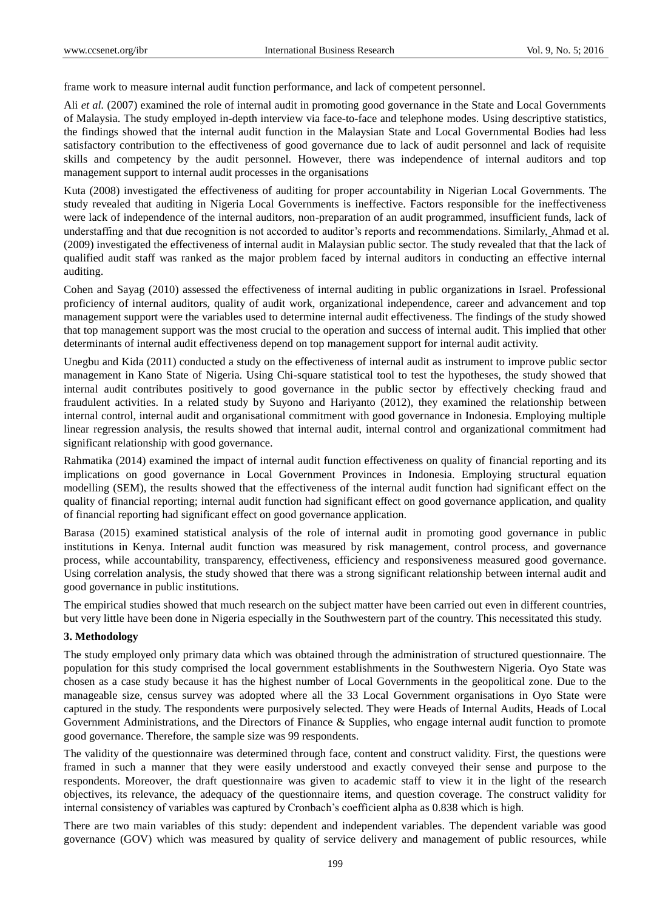frame work to measure internal audit function performance, and lack of competent personnel.

Ali *et al.* (2007) examined the role of internal audit in promoting good governance in the State and Local Governments of Malaysia. The study employed in-depth interview via face-to-face and telephone modes. Using descriptive statistics, the findings showed that the internal audit function in the Malaysian State and Local Governmental Bodies had less satisfactory contribution to the effectiveness of good governance due to lack of audit personnel and lack of requisite skills and competency by the audit personnel. However, there was independence of internal auditors and top management support to internal audit processes in the organisations

Kuta (2008) investigated the effectiveness of auditing for proper accountability in Nigerian Local Governments. The study revealed that auditing in Nigeria Local Governments is ineffective. Factors responsible for the ineffectiveness were lack of independence of the internal auditors, non-preparation of an audit programmed, insufficient funds, lack of understaffing and that due recognition is not accorded to auditor's reports and recommendations. Similarly, Ahmad et al. (2009) investigated the effectiveness of internal audit in Malaysian public sector. The study revealed that that the lack of qualified audit staff was ranked as the major problem faced by internal auditors in conducting an effective internal auditing.

Cohen and Sayag (2010) assessed the effectiveness of internal auditing in public organizations in Israel. Professional proficiency of internal auditors, quality of audit work, organizational independence, career and advancement and top management support were the variables used to determine internal audit effectiveness. The findings of the study showed that top management support was the most crucial to the operation and success of internal audit. This implied that other determinants of internal audit effectiveness depend on top management support for internal audit activity.

Unegbu and Kida (2011) conducted a study on the effectiveness of internal audit as instrument to improve public sector management in Kano State of Nigeria. Using Chi-square statistical tool to test the hypotheses, the study showed that internal audit contributes positively to good governance in the public sector by effectively checking fraud and fraudulent activities. In a related study by Suyono and Hariyanto (2012), they examined the relationship between internal control, internal audit and organisational commitment with good governance in Indonesia. Employing multiple linear regression analysis, the results showed that internal audit, internal control and organizational commitment had significant relationship with good governance.

Rahmatika (2014) examined the impact of internal audit function effectiveness on quality of financial reporting and its implications on good governance in Local Government Provinces in Indonesia. Employing structural equation modelling (SEM), the results showed that the effectiveness of the internal audit function had significant effect on the quality of financial reporting; internal audit function had significant effect on good governance application, and quality of financial reporting had significant effect on good governance application.

Barasa (2015) examined statistical analysis of the role of internal audit in promoting good governance in public institutions in Kenya. Internal audit function was measured by risk management, control process, and governance process, while accountability, transparency, effectiveness, efficiency and responsiveness measured good governance. Using correlation analysis, the study showed that there was a strong significant relationship between internal audit and good governance in public institutions.

The empirical studies showed that much research on the subject matter have been carried out even in different countries, but very little have been done in Nigeria especially in the Southwestern part of the country. This necessitated this study.

## 3. Methodology

The study employed only primary data which was obtained through the administration of structured questionnaire. The population for this study comprised the local government establishments in the Southwestern Nigeria. Oyo State was chosen as a case study because it has the highest number of Local Governments in the geopolitical zone. Due to the manageable size, census survey was adopted where all the 33 Local Government organisations in Oyo State were captured in the study. The respondents were purposively selected. They were Heads of Internal Audits, Heads of Local Government Administrations, and the Directors of Finance & Supplies, who engage internal audit function to promote good governance. Therefore, the sample size was 99 respondents.

The validity of the questionnaire was determined through face, content and construct validity. First, the questions were framed in such a manner that they were easily understood and exactly conveyed their sense and purpose to the respondents. Moreover, the draft questionnaire was given to academic staff to view it in the light of the research objectives, its relevance, the adequacy of the questionnaire items, and question coverage. The construct validity for internal consistency of variables was captured by Cronbach's coefficient alpha as 0.838 which is high.

There are two main variables of this study: dependent and independent variables. The dependent variable was good governance (GOV) which was measured by quality of service delivery and management of public resources, while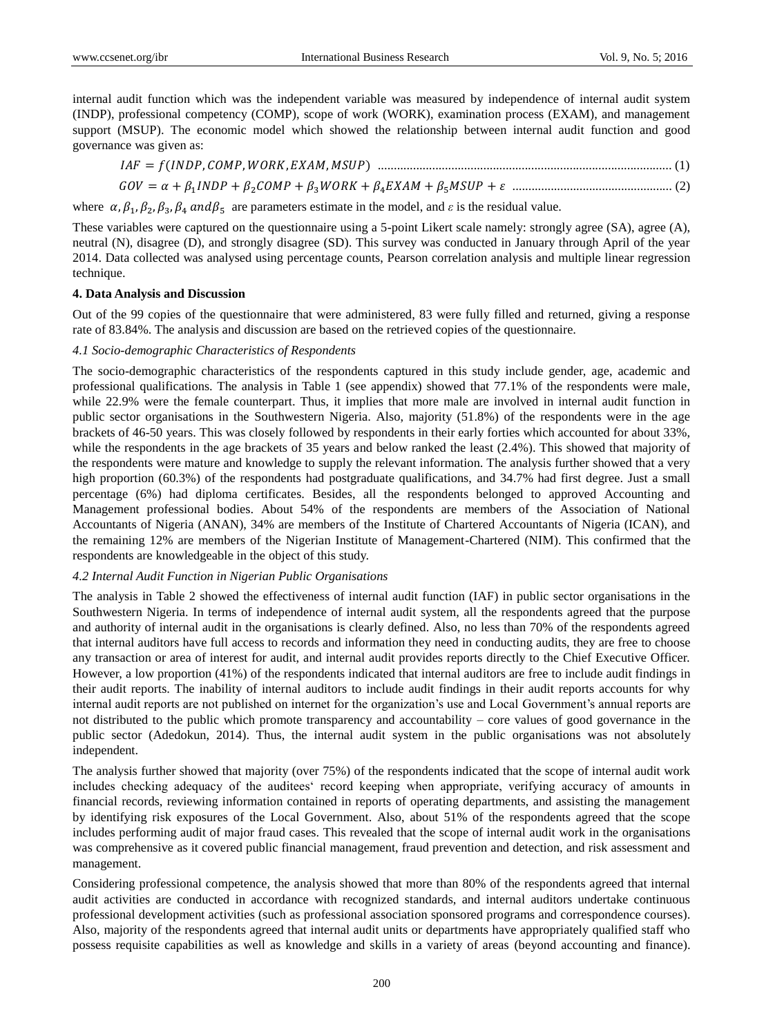internal audit function which was the independent variable was measured by independence of internal audit system (INDP), professional competency (COMP), scope of work (WORK), examination process (EXAM), and management support (MSUP). The economic model which showed the relationship between internal audit function and good governance was given as:

$$IAF = f(INDP, COMP, WORK, EXAM, MSUP) \quad (1)$$

$$GOV = \alpha + \beta_1 INDP + \beta_2 COMP + \beta_3 WORK + \beta_4 EXAM + \beta_5 MSUP + \varepsilon \quad (2)$$

where $\alpha, \beta_1, \beta_2, \beta_3, \beta_4$ and $\beta_5$ are parameters estimate in the model, and $\varepsilon$ is the residual value.

These variables were captured on the questionnaire using a 5-point Likert scale namely: strongly agree (SA), agree (A), neutral (N), disagree (D), and strongly disagree (SD). This survey was conducted in January through April of the year 2014. Data collected was analysed using percentage counts, Pearson correlation analysis and multiple linear regression technique.

## 4. Data Analysis and Discussion

Out of the 99 copies of the questionnaire that were administered, 83 were fully filled and returned, giving a response rate of 83.84%. The analysis and discussion are based on the retrieved copies of the questionnaire.

### *4.1 Socio-demographic Characteristics of Respondents*

The socio-demographic characteristics of the respondents captured in this study include gender, age, academic and professional qualifications. The analysis in Table 1 (see appendix) showed that 77.1% of the respondents were male, while 22.9% were the female counterpart. Thus, it implies that more male are involved in internal audit function in public sector organisations in the Southwestern Nigeria. Also, majority (51.8%) of the respondents were in the age brackets of 46-50 years. This was closely followed by respondents in their early forties which accounted for about 33%, while the respondents in the age brackets of 35 years and below ranked the least (2.4%). This showed that majority of the respondents were mature and knowledge to supply the relevant information. The analysis further showed that a very high proportion (60.3%) of the respondents had postgraduate qualifications, and 34.7% had first degree. Just a small percentage (6%) had diploma certificates. Besides, all the respondents belonged to approved Accounting and Management professional bodies. About 54% of the respondents are members of the Association of National Accountants of Nigeria (ANAN), 34% are members of the Institute of Chartered Accountants of Nigeria (ICAN), and the remaining 12% are members of the Nigerian Institute of Management-Chartered (NIM). This confirmed that the respondents are knowledgeable in the object of this study.

### *4.2 Internal Audit Function in Nigerian Public Organisations*

The analysis in Table 2 showed the effectiveness of internal audit function (IAF) in public sector organisations in the Southwestern Nigeria. In terms of independence of internal audit system, all the respondents agreed that the purpose and authority of internal audit in the organisations is clearly defined. Also, no less than 70% of the respondents agreed that internal auditors have full access to records and information they need in conducting audits, they are free to choose any transaction or area of interest for audit, and internal audit provides reports directly to the Chief Executive Officer. However, a low proportion (41%) of the respondents indicated that internal auditors are free to include audit findings in their audit reports. The inability of internal auditors to include audit findings in their audit reports accounts for why internal audit reports are not published on internet for the organization's use and Local Government's annual reports are not distributed to the public which promote transparency and accountability – core values of good governance in the public sector (Adedokun, 2014). Thus, the internal audit system in the public organisations was not absolutely independent.

The analysis further showed that majority (over 75%) of the respondents indicated that the scope of internal audit work includes checking adequacy of the auditees' record keeping when appropriate, verifying accuracy of amounts in financial records, reviewing information contained in reports of operating departments, and assisting the management by identifying risk exposures of the Local Government. Also, about 51% of the respondents agreed that the scope includes performing audit of major fraud cases. This revealed that the scope of internal audit work in the organisations was comprehensive as it covered public financial management, fraud prevention and detection, and risk assessment and management.

Considering professional competence, the analysis showed that more than 80% of the respondents agreed that internal audit activities are conducted in accordance with recognized standards, and internal auditors undertake continuous professional development activities (such as professional association sponsored programs and correspondence courses). Also, majority of the respondents agreed that internal audit units or departments have appropriately qualified staff who possess requisite capabilities as well as knowledge and skills in a variety of areas (beyond accounting and finance).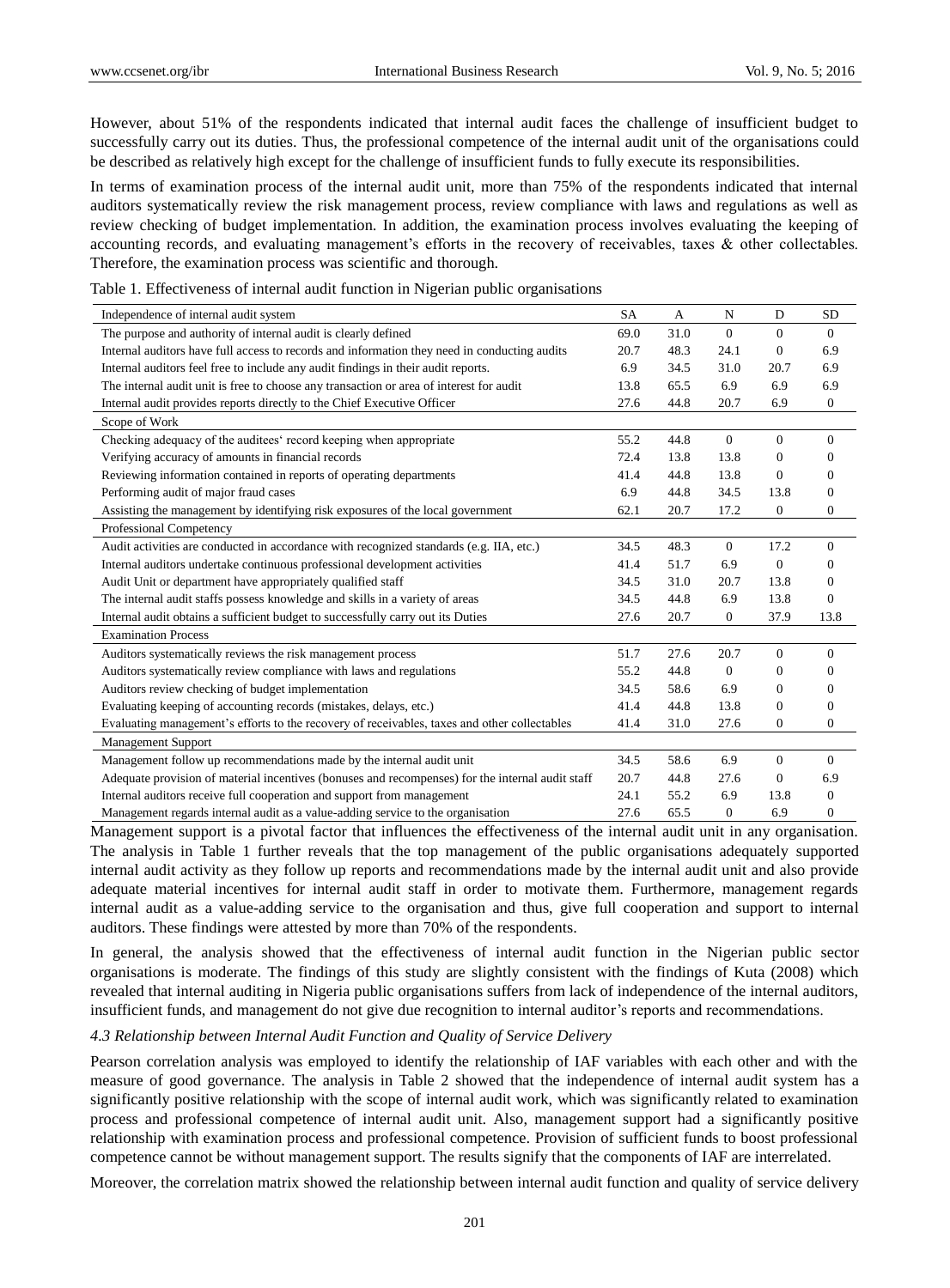However, about 51% of the respondents indicated that internal audit faces the challenge of insufficient budget to successfully carry out its duties. Thus, the professional competence of the internal audit unit of the organisations could be described as relatively high except for the challenge of insufficient funds to fully execute its responsibilities.

In terms of examination process of the internal audit unit, more than 75% of the respondents indicated that internal auditors systematically review the risk management process, review compliance with laws and regulations as well as review checking of budget implementation. In addition, the examination process involves evaluating the keeping of accounting records, and evaluating management's efforts in the recovery of receivables, taxes & other collectables. Therefore, the examination process was scientific and thorough.

Table 1. Effectiveness of internal audit function in Nigerian public organisations

| Independence of internal audit system | SA | A | N | D | SD |
|---|---|---|---|---|---|
| The purpose and authority of internal audit is clearly defined | 69.0 | 31.0 | 0 | 0 | 0 |
| Internal auditors have full access to records and information they need in conducting audits | 20.7 | 48.3 | 24.1 | 0 | 6.9 |
| Internal auditors feel free to include any audit findings in their audit reports. | 6.9 | 34.5 | 31.0 | 20.7 | 6.9 |
| The internal audit unit is free to choose any transaction or area of interest for audit | 13.8 | 65.5 | 6.9 | 6.9 | 6.9 |
| Internal audit provides reports directly to the Chief Executive Officer | 27.6 | 44.8 | 20.7 | 6.9 | 0 |
| Scope of Work | | | | | |
| Checking adequacy of the auditees' record keeping when appropriate | 55.2 | 44.8 | 0 | 0 | 0 |
| Verifying accuracy of amounts in financial records | 72.4 | 13.8 | 13.8 | 0 | 0 |
| Reviewing information contained in reports of operating departments | 41.4 | 44.8 | 13.8 | 0 | 0 |
| Performing audit of major fraud cases | 6.9 | 44.8 | 34.5 | 13.8 | 0 |
| Assisting the management by identifying risk exposures of the local government | 62.1 | 20.7 | 17.2 | 0 | 0 |
| Professional Competency | | | | | |
| Audit activities are conducted in accordance with recognized standards (e.g. IIA, etc.) | 34.5 | 48.3 | 0 | 17.2 | 0 |
| Internal auditors undertake continuous professional development activities | 41.4 | 51.7 | 6.9 | 0 | 0 |
| Audit Unit or department have appropriately qualified staff | 34.5 | 31.0 | 20.7 | 13.8 | 0 |
| The internal audit staffs possess knowledge and skills in a variety of areas | 34.5 | 44.8 | 6.9 | 13.8 | 0 |
| Internal audit obtains a sufficient budget to successfully carry out its Duties | 27.6 | 20.7 | 0 | 37.9 | 13.8 |
| Examination Process | | | | | |
| Auditors systematically reviews the risk management process | 51.7 | 27.6 | 20.7 | 0 | 0 |
| Auditors systematically review compliance with laws and regulations | 55.2 | 44.8 | 0 | 0 | 0 |
| Auditors review checking of budget implementation | 34.5 | 58.6 | 6.9 | 0 | 0 |
| Evaluating keeping of accounting records (mistakes, delays, etc.) | 41.4 | 44.8 | 13.8 | 0 | 0 |
| Evaluating management's efforts to the recovery of receivables, taxes and other collectables | 41.4 | 31.0 | 27.6 | 0 | 0 |
| Management Support | | | | | |
| Management follow up recommendations made by the internal audit unit | 34.5 | 58.6 | 6.9 | 0 | 0 |
| Adequate provision of material incentives (bonuses and recompenses) for the internal audit staff | 20.7 | 44.8 | 27.6 | 0 | 6.9 |
| Internal auditors receive full cooperation and support from management | 24.1 | 55.2 | 6.9 | 13.8 | 0 |
| Management regards internal audit as a value-adding service to the organisation | 27.6 | 65.5 | 0 | 6.9 | 0 |

Management support is a pivotal factor that influences the effectiveness of the internal audit unit in any organisation. The analysis in Table 1 further reveals that the top management of the public organisations adequately supported internal audit activity as they follow up reports and recommendations made by the internal audit unit and also provide adequate material incentives for internal audit staff in order to motivate them. Furthermore, management regards internal audit as a value-adding service to the organisation and thus, give full cooperation and support to internal auditors. These findings were attested by more than 70% of the respondents.

In general, the analysis showed that the effectiveness of internal audit function in the Nigerian public sector organisations is moderate. The findings of this study are slightly consistent with the findings of Kuta (2008) which revealed that internal auditing in Nigeria public organisations suffers from lack of independence of the internal auditors, insufficient funds, and management do not give due recognition to internal auditor's reports and recommendations.

### *4.3 Relationship between Internal Audit Function and Quality of Service Delivery*

Pearson correlation analysis was employed to identify the relationship of IAF variables with each other and with the measure of good governance. The analysis in Table 2 showed that the independence of internal audit system has a significantly positive relationship with the scope of internal audit work, which was significantly related to examination process and professional competence of internal audit unit. Also, management support had a significantly positive relationship with examination process and professional competence. Provision of sufficient funds to boost professional competence cannot be without management support. The results signify that the components of IAF are interrelated.

Moreover, the correlation matrix showed the relationship between internal audit function and quality of service delivery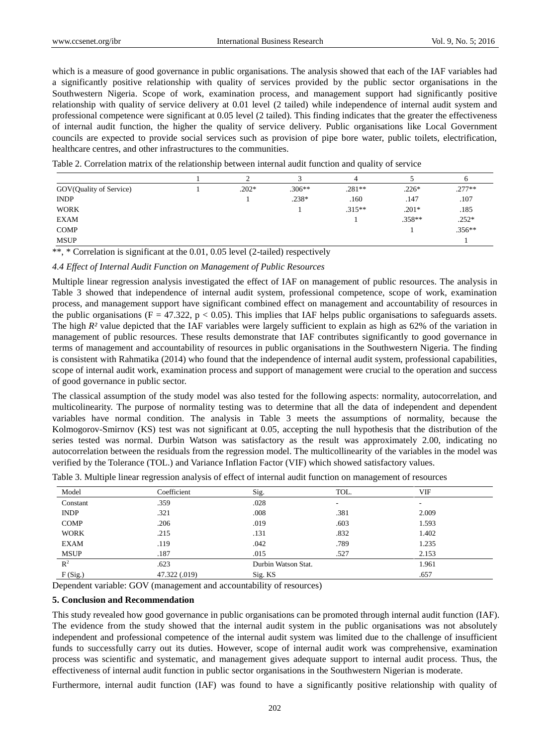which is a measure of good governance in public organisations. The analysis showed that each of the IAF variables had a significantly positive relationship with quality of services provided by the public sector organisations in the Southwestern Nigeria. Scope of work, examination process, and management support had significantly positive relationship with quality of service delivery at 0.01 level (2 tailed) while independence of internal audit system and professional competence were significant at 0.05 level (2 tailed). This finding indicates that the greater the effectiveness of internal audit function, the higher the quality of service delivery. Public organisations like Local Government councils are expected to provide social services such as provision of pipe bore water, public toilets, electrification, healthcare centres, and other infrastructures to the communities.

Table 2. Correlation matrix of the relationship between internal audit function and quality of service

| | 1 | 2 | 3 | 4 | 5 | 6 |
|---|---|---|---|---|---|---|
| GOV(Quality of Service) | 1 | .202* | .306** | .281** | .226* | .277** |
| INDP | | 1 | .238* | .160 | .147 | .107 |
| WORK | | | 1 | .315** | .201* | .185 |
| EXAM | | | | 1 | .358** | .252* |
| COMP | | | | | 1 | .356** |
| MSUP | | | | | | 1 |

**, * Correlation is significant at the 0.01, 0.05 level (2-tailed) respectively

### *4.4 Effect of Internal Audit Function on Management of Public Resources*

Multiple linear regression analysis investigated the effect of IAF on management of public resources. The analysis in Table 3 showed that independence of internal audit system, professional competence, scope of work, examination process, and management support have significant combined effect on management and accountability of resources in the public organisations ($F = 47.322$, $p < 0.05$). This implies that IAF helps public organisations to safeguards assets. The high $R^2$ value depicted that the IAF variables were largely sufficient to explain as high as 62% of the variation in management of public resources. These results demonstrate that IAF contributes significantly to good governance in terms of management and accountability of resources in public organisations in the Southwestern Nigeria. The finding is consistent with Rahmatika (2014) who found that the independence of internal audit system, professional capabilities, scope of internal audit work, examination process and support of management were crucial to the operation and success of good governance in public sector.

The classical assumption of the study model was also tested for the following aspects: normality, autocorrelation, and multicolinearity. The purpose of normality testing was to determine that all the data of independent and dependent variables have normal condition. The analysis in Table 3 meets the assumptions of normality, because the Kolmogorov-Smirnov (KS) test was not significant at 0.05, accepting the null hypothesis that the distribution of the series tested was normal. Durbin Watson was satisfactory as the result was approximately 2.00, indicating no autocorrelation between the residuals from the regression model. The multicollinearity of the variables in the model was verified by the Tolerance (TOL.) and Variance Inflation Factor (VIF) which showed satisfactory values.

Table 3. Multiple linear regression analysis of effect of internal audit function on management of resources

| Model | Coefficient | Sig. | TOL. | VIF |
|---|---|---|---|---|
| Constant | .359 | .028 | - | - |
| INDP | .321 | .008 | .381 | 2.009 |
| COMP | .206 | .019 | .603 | 1.593 |
| WORK | .215 | .131 | .832 | 1.402 |
| EXAM | .119 | .042 | .789 | 1.235 |
| MSUP | .187 | .015 | .527 | 2.153 |
| $R^2$ | .623 | Durbin Watson Stat. | | 1.961 |
| F (Sig.) | 47.322 (.019) | Sig. KS | | .657 |

Dependent variable: GOV (management and accountability of resources)

## 5. Conclusion and Recommendation

This study revealed how good governance in public organisations can be promoted through internal audit function (IAF). The evidence from the study showed that the internal audit system in the public organisations was not absolutely independent and professional competence of the internal audit system was limited due to the challenge of insufficient funds to successfully carry out its duties. However, scope of internal audit work was comprehensive, examination process was scientific and systematic, and management gives adequate support to internal audit process. Thus, the effectiveness of internal audit function in public sector organisations in the Southwestern Nigerian is moderate.

Furthermore, internal audit function (IAF) was found to have a significantly positive relationship with quality of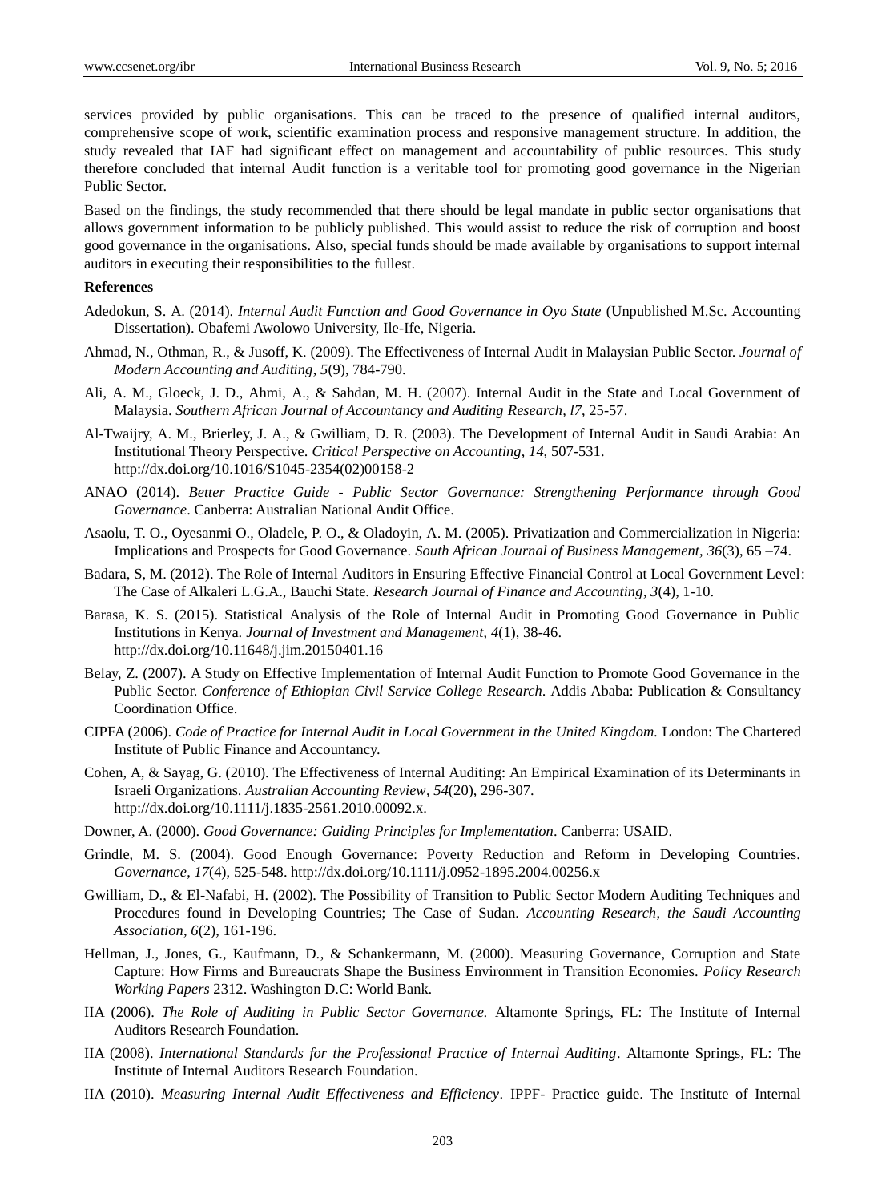services provided by public organisations. This can be traced to the presence of qualified internal auditors, comprehensive scope of work, scientific examination process and responsive management structure. In addition, the study revealed that IAF had significant effect on management and accountability of public resources. This study therefore concluded that internal Audit function is a veritable tool for promoting good governance in the Nigerian Public Sector.

Based on the findings, the study recommended that there should be legal mandate in public sector organisations that allows government information to be publicly published. This would assist to reduce the risk of corruption and boost good governance in the organisations. Also, special funds should be made available by organisations to support internal auditors in executing their responsibilities to the fullest.

**References**

Adedokun, S. A. (2014). *Internal Audit Function and Good Governance in Oyo State* (Unpublished M.Sc. Accounting Dissertation). Obafemi Awolowo University, Ile-Ife, Nigeria.

Ahmad, N., Othman, R., & Jusoff, K. (2009). The Effectiveness of Internal Audit in Malaysian Public Sector. *Journal of Modern Accounting and Auditing*, *5*(9), 784-790.

Ali, A. M., Gloeck, J. D., Ahmi, A., & Sahdan, M. H. (2007). Internal Audit in the State and Local Government of Malaysia. *Southern African Journal of Accountancy and Auditing Research*, *l7*, 25-57.

Al-Twaijry, A. M., Brierley, J. A., & Gwilliam, D. R. (2003). The Development of Internal Audit in Saudi Arabia: An Institutional Theory Perspective. *Critical Perspective on Accounting*, *14*, 507-531. http://dx.doi.org/10.1016/S1045-2354(02)00158-2

ANAO (2014). *Better Practice Guide - Public Sector Governance: Strengthening Performance through Good Governance*. Canberra: Australian National Audit Office.

Asaolu, T. O., Oyesanmi O., Oladele, P. O., & Oladoyin, A. M. (2005). Privatization and Commercialization in Nigeria: Implications and Prospects for Good Governance. *South African Journal of Business Management*, *36*(3), 65 –74.

Badara, S, M. (2012). The Role of Internal Auditors in Ensuring Effective Financial Control at Local Government Level: The Case of Alkaleri L.G.A., Bauchi State. *Research Journal of Finance and Accounting*, *3*(4), 1-10.

Barasa, K. S. (2015). Statistical Analysis of the Role of Internal Audit in Promoting Good Governance in Public Institutions in Kenya. *Journal of Investment and Management*, *4*(1), 38-46. http://dx.doi.org/10.11648/j.jim.20150401.16

Belay, Z. (2007). A Study on Effective Implementation of Internal Audit Function to Promote Good Governance in the Public Sector. *Conference of Ethiopian Civil Service College Research*. Addis Ababa: Publication & Consultancy Coordination Office.

CIPFA (2006). *Code of Practice for Internal Audit in Local Government in the United Kingdom.* London: The Chartered Institute of Public Finance and Accountancy.

Cohen, A, & Sayag, G. (2010). The Effectiveness of Internal Auditing: An Empirical Examination of its Determinants in Israeli Organizations. *Australian Accounting Review*, *54*(20), 296-307. http://dx.doi.org/10.1111/j.1835-2561.2010.00092.x.

Downer, A. (2000). *Good Governance: Guiding Principles for Implementation*. Canberra: USAID.

Grindle, M. S. (2004). Good Enough Governance: Poverty Reduction and Reform in Developing Countries. *Governance*, *17*(4), 525-548. http://dx.doi.org/10.1111/j.0952-1895.2004.00256.x

Gwilliam, D., & El-Nafabi, H. (2002). The Possibility of Transition to Public Sector Modern Auditing Techniques and Procedures found in Developing Countries; The Case of Sudan. *Accounting Research*, *the Saudi Accounting Association*, *6*(2), 161-196.

Hellman, J., Jones, G., Kaufmann, D., & Schankermann, M. (2000). Measuring Governance, Corruption and State Capture: How Firms and Bureaucrats Shape the Business Environment in Transition Economies. *Policy Research Working Papers* 2312. Washington D.C: World Bank.

IIA (2006). *The Role of Auditing in Public Sector Governance.* Altamonte Springs, FL: The Institute of Internal Auditors Research Foundation.

IIA (2008). *International Standards for the Professional Practice of Internal Auditing*. Altamonte Springs, FL: The Institute of Internal Auditors Research Foundation.

IIA (2010). *Measuring Internal Audit Effectiveness and Efficiency*. IPPF- Practice guide. The Institute of Internal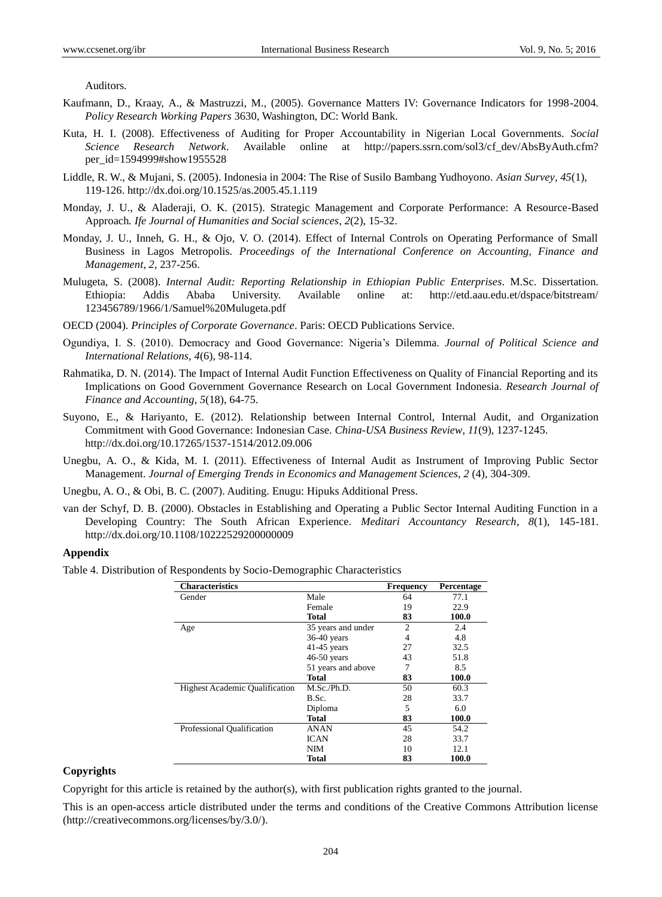Auditors.

Kaufmann, D., Kraay, A., & Mastruzzi, M., (2005). Governance Matters IV: Governance Indicators for 1998-2004. *Policy Research Working Papers* 3630, Washington, DC: World Bank.

Kuta, H. I. (2008). Effectiveness of Auditing for Proper Accountability in Nigerian Local Governments. *Social Science Research Network*. Available online at http://papers.ssrn.com/sol3/cf_dev/AbsByAuth.cfm?per_id=1594999#show1955528

Liddle, R. W., & Mujani, S. (2005). Indonesia in 2004: The Rise of Susilo Bambang Yudhoyono. *Asian Survey*, *45*(1), 119-126. http://dx.doi.org/10.1525/as.2005.45.1.119

Monday, J. U., & Aladeraji, O. K. (2015). Strategic Management and Corporate Performance: A Resource-Based Approach*. Ife Journal of Humanities and Social sciences*, *2*(2), 15-32.

Monday, J. U., Inneh, G. H., & Ojo, V. O. (2014). Effect of Internal Controls on Operating Performance of Small Business in Lagos Metropolis. *Proceedings of the International Conference on Accounting, Finance and Management*, *2*, 237-256.

Mulugeta, S. (2008). *Internal Audit: Reporting Relationship in Ethiopian Public Enterprises*. M.Sc. Dissertation. Ethiopia: Addis Ababa University. Available online at: http://etd.aau.edu.et/dspace/bitstream/123456789/1966/1/Samuel%20Mulugeta.pdf

OECD (2004). *Principles of Corporate Governance*. Paris: OECD Publications Service.

Ogundiya, I. S. (2010). Democracy and Good Governance: Nigeria's Dilemma. *Journal of Political Science and International Relations*, *4*(6), 98-114.

Rahmatika, D. N. (2014). The Impact of Internal Audit Function Effectiveness on Quality of Financial Reporting and its Implications on Good Government Governance Research on Local Government Indonesia. *Research Journal of Finance and Accounting*, *5*(18), 64-75.

Suyono, E., & Hariyanto, E. (2012). Relationship between Internal Control, Internal Audit, and Organization Commitment with Good Governance: Indonesian Case. *China-USA Business Review*, *11*(9), 1237-1245. http://dx.doi.org/10.17265/1537-1514/2012.09.006

Unegbu, A. O., & Kida, M. I. (2011). Effectiveness of Internal Audit as Instrument of Improving Public Sector Management. *Journal of Emerging Trends in Economics and Management Sciences*, *2* (4), 304-309.

Unegbu, A. O., & Obi, B. C. (2007). Auditing. Enugu: Hipuks Additional Press.

van der Schyf, D. B. (2000). Obstacles in Establishing and Operating a Public Sector Internal Auditing Function in a Developing Country: The South African Experience. *Meditari Accountancy Research*, *8*(1), 145-181. http://dx.doi.org/10.1108/10222529200000009

## Appendix

Table 4. Distribution of Respondents by Socio-Demographic Characteristics

| **Characteristics** | | **Frequency** | **Percentage** |
|---|---|---|---|
| Gender | Male | 64 | 77.1 |
| | Female | 19 | 22.9 |
| | **Total** | **83** | **100.0** |
| Age | 35 years and under | 2 | 2.4 |
| | 36-40 years | 4 | 4.8 |
| | 41-45 years | 27 | 32.5 |
| | 46-50 years | 43 | 51.8 |
| | 51 years and above | 7 | 8.5 |
| | **Total** | **83** | **100.0** |
| Highest Academic Qualification | M.Sc./Ph.D. | 50 | 60.3 |
| | B.Sc. | 28 | 33.7 |
| | Diploma | 5 | 6.0 |
| | **Total** | **83** | **100.0** |
| Professional Qualification | ANAN | 45 | 54.2 |
| | ICAN | 28 | 33.7 |
| | NIM | 10 | 12.1 |
| | **Total** | **83** | **100.0** |

## Copyrights

Copyright for this article is retained by the author(s), with first publication rights granted to the journal.

This is an open-access article distributed under the terms and conditions of the Creative Commons Attribution license (http://creativecommons.org/licenses/by/3.0/).